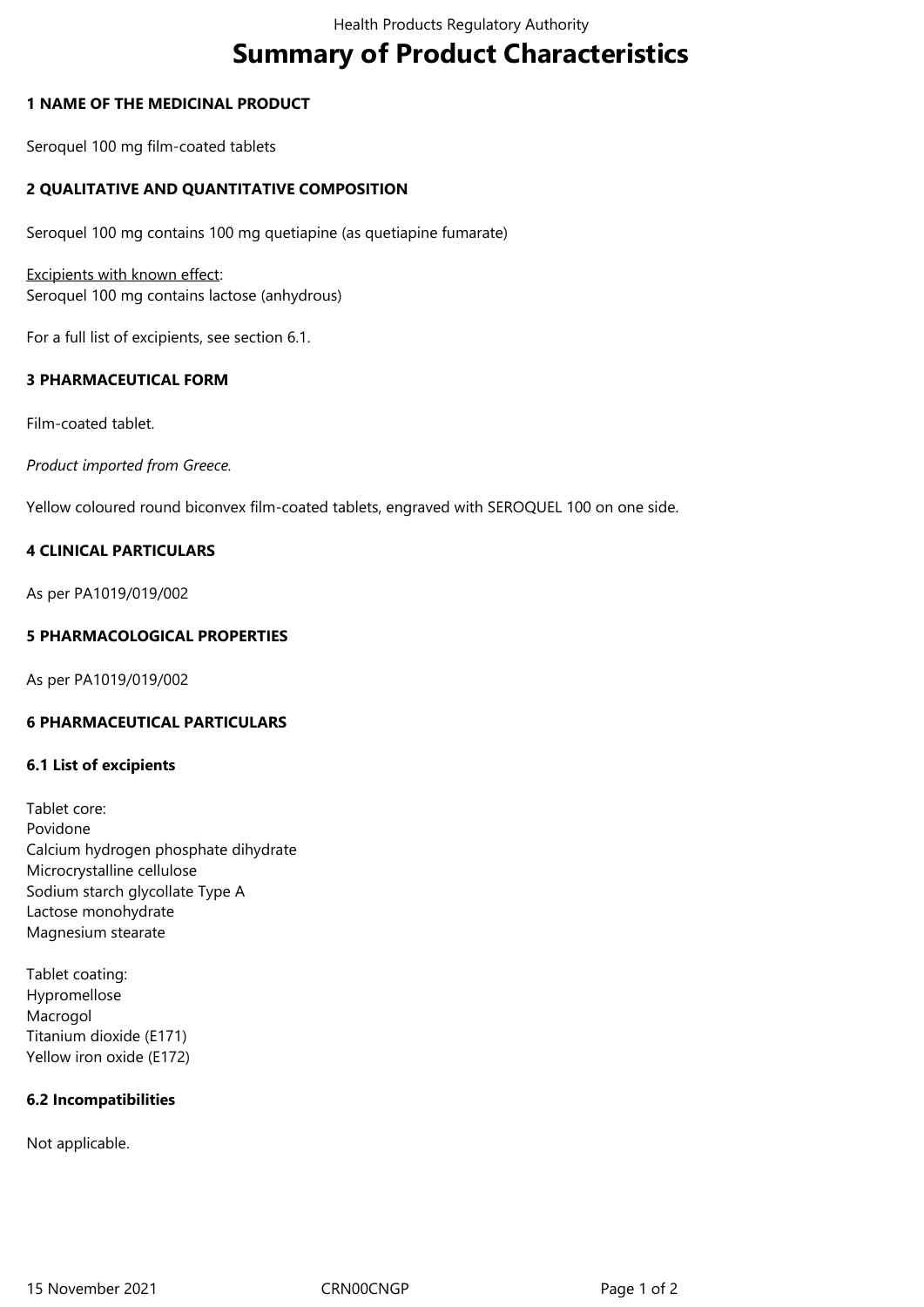# Summary of Product Characteristics

## 1 NAME OF THE MEDICINAL PRODUCT

Seroquel 100 mg film-coated tablets

## 2 QUALITATIVE AND QUANTITATIVE COMPOSITION

Seroquel 100 mg contains 100 mg quetiapine (as quetiapine fumarate)

Excipients with known effect:
Seroquel 100 mg contains lactose (anhydrous)

For a full list of excipients, see section 6.1.

## 3 PHARMACEUTICAL FORM

Film-coated tablet.

*Product imported from Greece.*

Yellow coloured round biconvex film-coated tablets, engraved with SEROQUEL 100 on one side.

## 4 CLINICAL PARTICULARS

As per PA1019/019/002

## 5 PHARMACOLOGICAL PROPERTIES

As per PA1019/019/002

## 6 PHARMACEUTICAL PARTICULARS

### 6.1 List of excipients

Tablet core:
Povidone
Calcium hydrogen phosphate dihydrate
Microcrystalline cellulose
Sodium starch glycollate Type A
Lactose monohydrate
Magnesium stearate

Tablet coating:
Hypromellose
Macrogol
Titanium dioxide (E171)
Yellow iron oxide (E172)

### 6.2 Incompatibilities

Not applicable.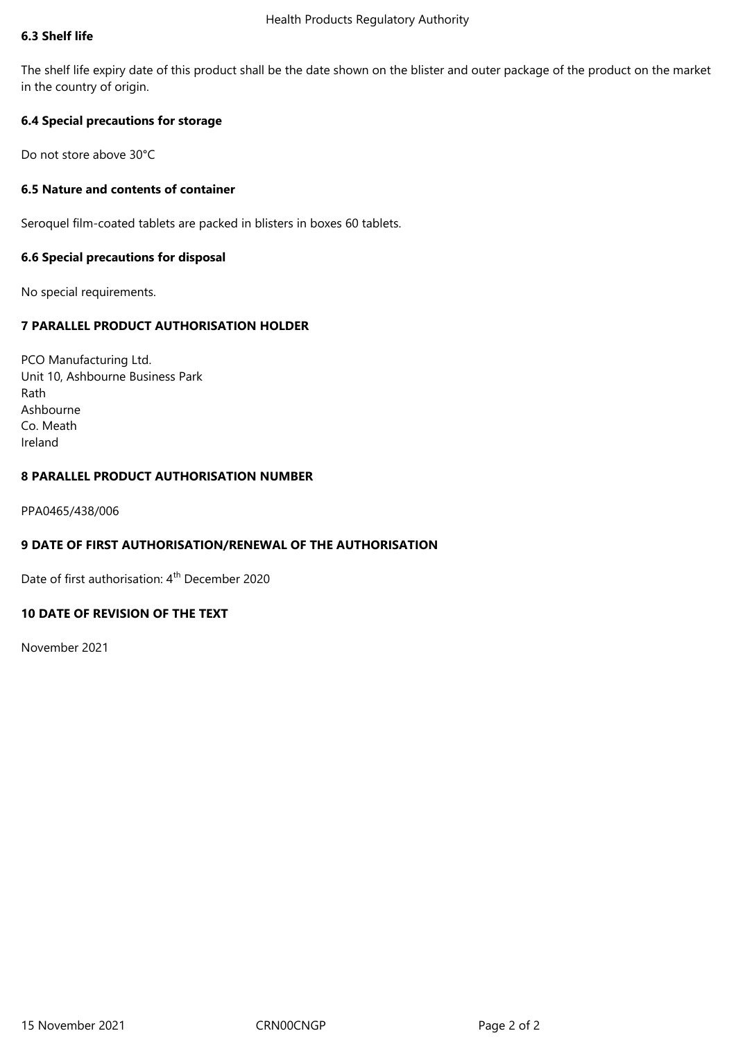### 6.3 Shelf life

The shelf life expiry date of this product shall be the date shown on the blister and outer package of the product on the market in the country of origin.

### 6.4 Special precautions for storage

Do not store above 30°C

### 6.5 Nature and contents of container

Seroquel film-coated tablets are packed in blisters in boxes 60 tablets.

### 6.6 Special precautions for disposal

No special requirements.

## 7 PARALLEL PRODUCT AUTHORISATION HOLDER

PCO Manufacturing Ltd.
Unit 10, Ashbourne Business Park
Rath
Ashbourne
Co. Meath
Ireland

## 8 PARALLEL PRODUCT AUTHORISATION NUMBER

PPA0465/438/006

## 9 DATE OF FIRST AUTHORISATION/RENEWAL OF THE AUTHORISATION

Date of first authorisation: 4th December 2020

## 10 DATE OF REVISION OF THE TEXT

November 2021